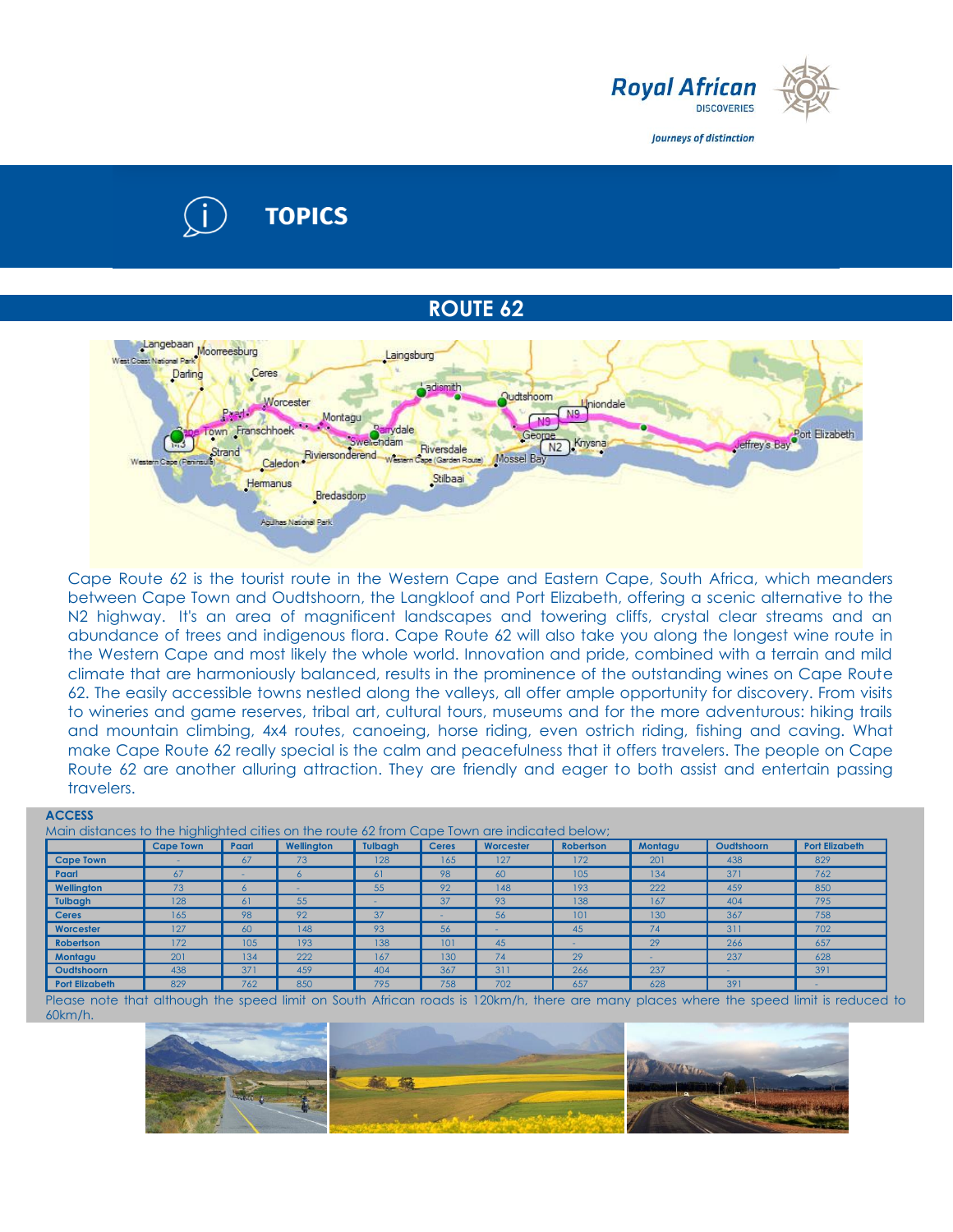Royal African DISCOVERIES

*Journeys of distinction*

# TOPICS

## ROUTE 62

Cape Route 62 is the tourist route in the Western Cape and Eastern Cape, South Africa, which meanders between Cape Town and Oudtshoorn, the Langkloof and Port Elizabeth, offering a scenic alternative to the N2 highway. It's an area of magnificent landscapes and towering cliffs, crystal clear streams and an abundance of trees and indigenous flora. Cape Route 62 will also take you along the longest wine route in the Western Cape and most likely the whole world. Innovation and pride, combined with a terrain and mild climate that are harmoniously balanced, results in the prominence of the outstanding wines on Cape Route 62. The easily accessible towns nestled along the valleys, all offer ample opportunity for discovery. From visits to wineries and game reserves, tribal art, cultural tours, museums and for the more adventurous: hiking trails and mountain climbing, 4x4 routes, canoeing, horse riding, even ostrich riding, fishing and caving. What make Cape Route 62 really special is the calm and peacefulness that it offers travelers. The people on Cape Route 62 are another alluring attraction. They are friendly and eager to both assist and entertain passing travelers.

### ACCESS

Main distances to the highlighted cities on the route 62 from Cape Town are indicated below;

| | Cape Town | Paarl | Wellington | Tulbagh | Ceres | Worcester | Robertson | Montagu | Oudtshoorn | Port Elizabeth |
|---|---|---|---|---|---|---|---|---|---|---|
| **Cape Town** | - | 67 | 73 | 128 | 165 | 127 | 172 | 201 | 438 | 829 |
| **Paarl** | 67 | - | 6 | 61 | 98 | 60 | 105 | 134 | 371 | 762 |
| **Wellington** | 73 | 6 | - | 55 | 92 | 148 | 193 | 222 | 459 | 850 |
| **Tulbagh** | 128 | 61 | 55 | - | 37 | 93 | 138 | 167 | 404 | 795 |
| **Ceres** | 165 | 98 | 92 | 37 | - | 56 | 101 | 130 | 367 | 758 |
| **Worcester** | 127 | 60 | 148 | 93 | 56 | - | 45 | 74 | 311 | 702 |
| **Robertson** | 172 | 105 | 193 | 138 | 101 | 45 | - | 29 | 266 | 657 |
| **Montagu** | 201 | 134 | 222 | 167 | 130 | 74 | 29 | - | 237 | 628 |
| **Oudtshoorn** | 438 | 371 | 459 | 404 | 367 | 311 | 266 | 237 | - | 391 |
| **Port Elizabeth** | 829 | 762 | 850 | 795 | 758 | 702 | 657 | 628 | 391 | - |

Please note that although the speed limit on South African roads is 120km/h, there are many places where the speed limit is reduced to 60km/h.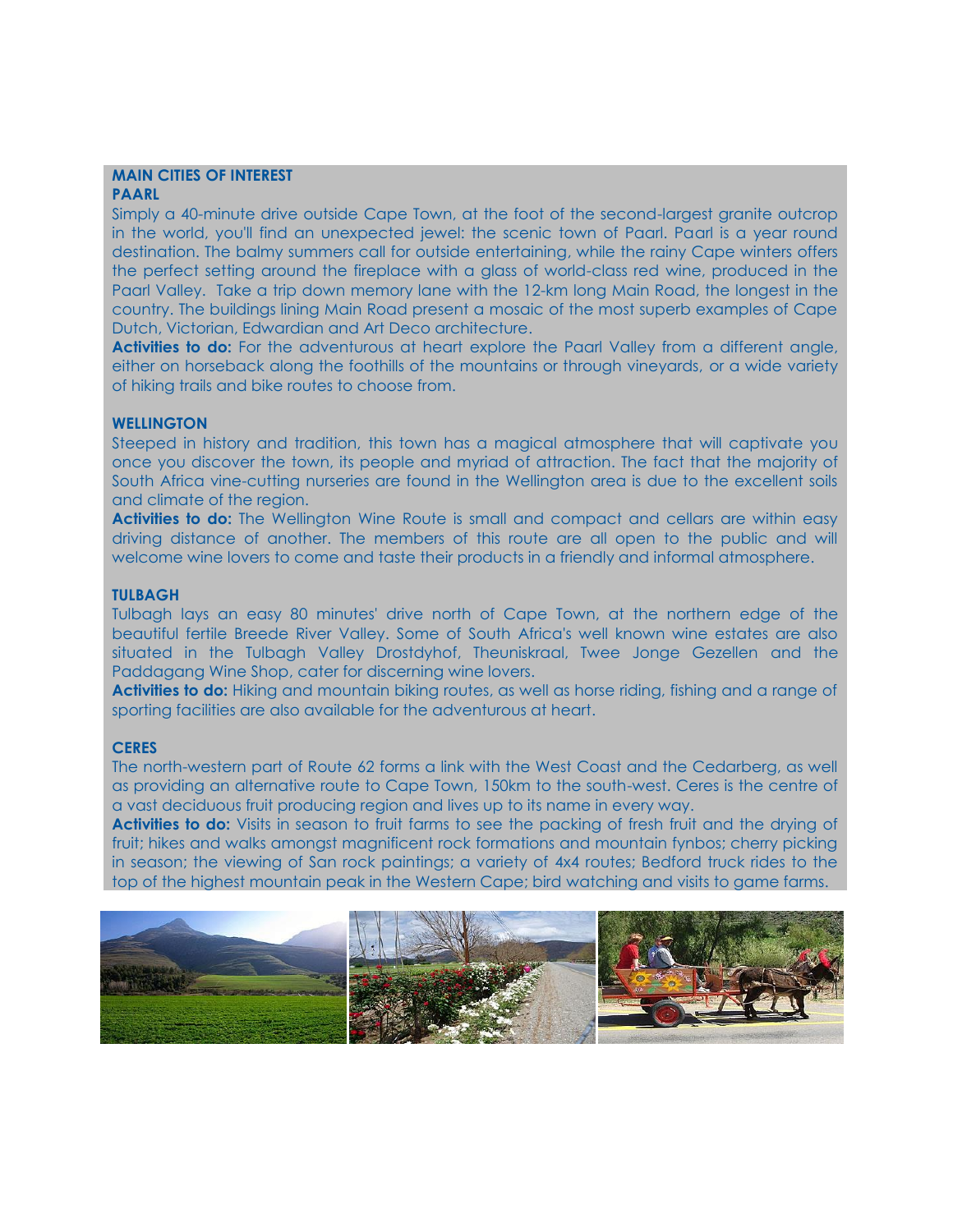## MAIN CITIES OF INTEREST

### PAARL

Simply a 40-minute drive outside Cape Town, at the foot of the second-largest granite outcrop in the world, you'll find an unexpected jewel: the scenic town of Paarl. Paarl is a year round destination. The balmy summers call for outside entertaining, while the rainy Cape winters offers the perfect setting around the fireplace with a glass of world-class red wine, produced in the Paarl Valley. Take a trip down memory lane with the 12-km long Main Road, the longest in the country. The buildings lining Main Road present a mosaic of the most superb examples of Cape Dutch, Victorian, Edwardian and Art Deco architecture.

**Activities to do:** For the adventurous at heart explore the Paarl Valley from a different angle, either on horseback along the foothills of the mountains or through vineyards, or a wide variety of hiking trails and bike routes to choose from.

### WELLINGTON

Steeped in history and tradition, this town has a magical atmosphere that will captivate you once you discover the town, its people and myriad of attraction. The fact that the majority of South Africa vine-cutting nurseries are found in the Wellington area is due to the excellent soils and climate of the region.

**Activities to do:** The Wellington Wine Route is small and compact and cellars are within easy driving distance of another. The members of this route are all open to the public and will welcome wine lovers to come and taste their products in a friendly and informal atmosphere.

### TULBAGH

Tulbagh lays an easy 80 minutes' drive north of Cape Town, at the northern edge of the beautiful fertile Breede River Valley. Some of South Africa's well known wine estates are also situated in the Tulbagh Valley Drostdyhof, Theuniskraal, Twee Jonge Gezellen and the Paddagang Wine Shop, cater for discerning wine lovers.

**Activities to do:** Hiking and mountain biking routes, as well as horse riding, fishing and a range of sporting facilities are also available for the adventurous at heart.

### CERES

The north-western part of Route 62 forms a link with the West Coast and the Cedarberg, as well as providing an alternative route to Cape Town, 150km to the south-west. Ceres is the centre of a vast deciduous fruit producing region and lives up to its name in every way.

**Activities to do:** Visits in season to fruit farms to see the packing of fresh fruit and the drying of fruit; hikes and walks amongst magnificent rock formations and mountain fynbos; cherry picking in season; the viewing of San rock paintings; a variety of 4x4 routes; Bedford truck rides to the top of the highest mountain peak in the Western Cape; bird watching and visits to game farms.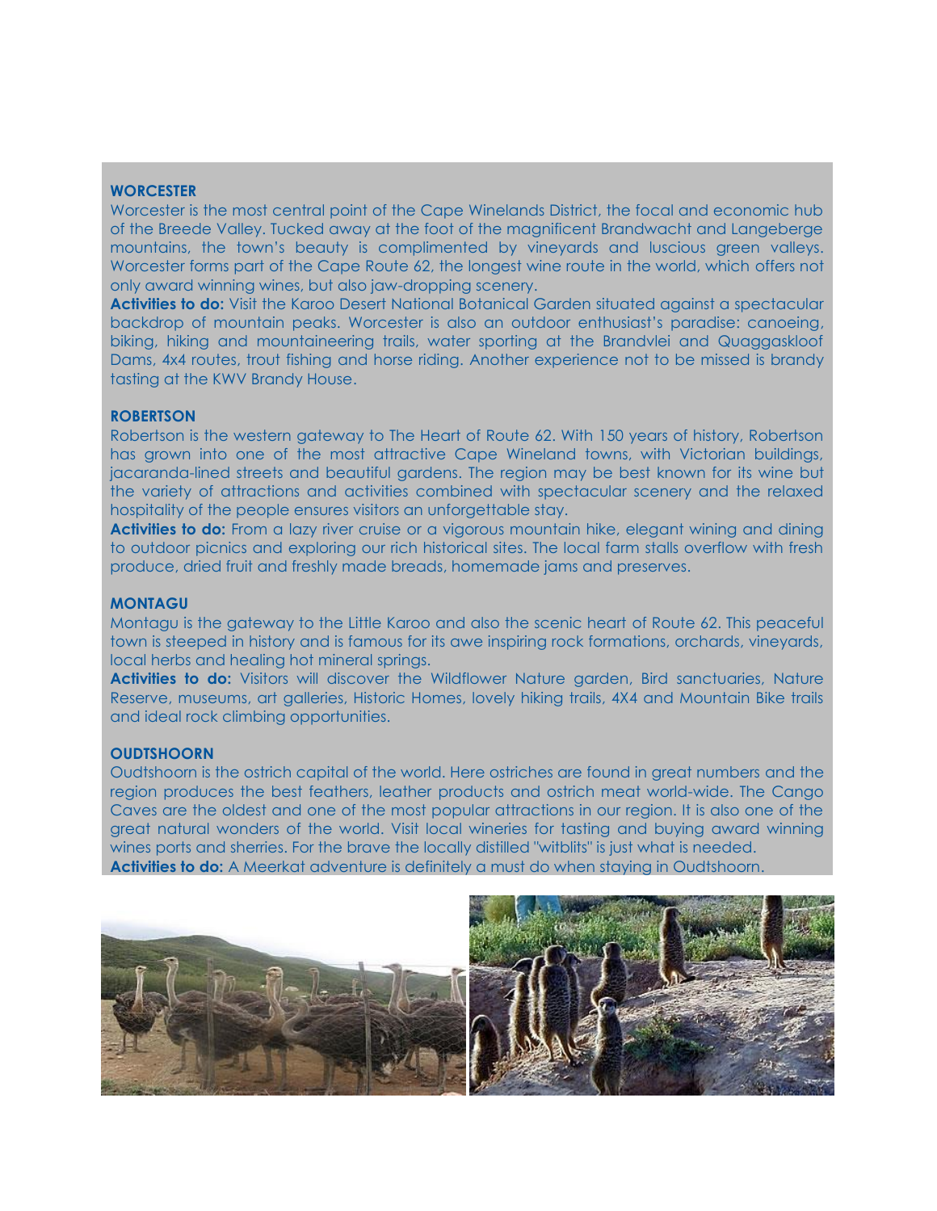**WORCESTER**

Worcester is the most central point of the Cape Winelands District, the focal and economic hub of the Breede Valley. Tucked away at the foot of the magnificent Brandwacht and Langeberge mountains, the town's beauty is complimented by vineyards and luscious green valleys. Worcester forms part of the Cape Route 62, the longest wine route in the world, which offers not only award winning wines, but also jaw-dropping scenery.

**Activities to do:** Visit the Karoo Desert National Botanical Garden situated against a spectacular backdrop of mountain peaks. Worcester is also an outdoor enthusiast's paradise: canoeing, biking, hiking and mountaineering trails, water sporting at the Brandvlei and Quaggaskloof Dams, 4x4 routes, trout fishing and horse riding. Another experience not to be missed is brandy tasting at the KWV Brandy House.

**ROBERTSON**

Robertson is the western gateway to The Heart of Route 62. With 150 years of history, Robertson has grown into one of the most attractive Cape Wineland towns, with Victorian buildings, jacaranda-lined streets and beautiful gardens. The region may be best known for its wine but the variety of attractions and activities combined with spectacular scenery and the relaxed hospitality of the people ensures visitors an unforgettable stay.

**Activities to do:** From a lazy river cruise or a vigorous mountain hike, elegant wining and dining to outdoor picnics and exploring our rich historical sites. The local farm stalls overflow with fresh produce, dried fruit and freshly made breads, homemade jams and preserves.

**MONTAGU**

Montagu is the gateway to the Little Karoo and also the scenic heart of Route 62. This peaceful town is steeped in history and is famous for its awe inspiring rock formations, orchards, vineyards, local herbs and healing hot mineral springs.

**Activities to do:** Visitors will discover the Wildflower Nature garden, Bird sanctuaries, Nature Reserve, museums, art galleries, Historic Homes, lovely hiking trails, 4X4 and Mountain Bike trails and ideal rock climbing opportunities.

**OUDTSHOORN**

Oudtshoorn is the ostrich capital of the world. Here ostriches are found in great numbers and the region produces the best feathers, leather products and ostrich meat world-wide. The Cango Caves are the oldest and one of the most popular attractions in our region. It is also one of the great natural wonders of the world. Visit local wineries for tasting and buying award winning wines ports and sherries. For the brave the locally distilled "witblits" is just what is needed.

**Activities to do:** A Meerkat adventure is definitely a must do when staying in Oudtshoorn.